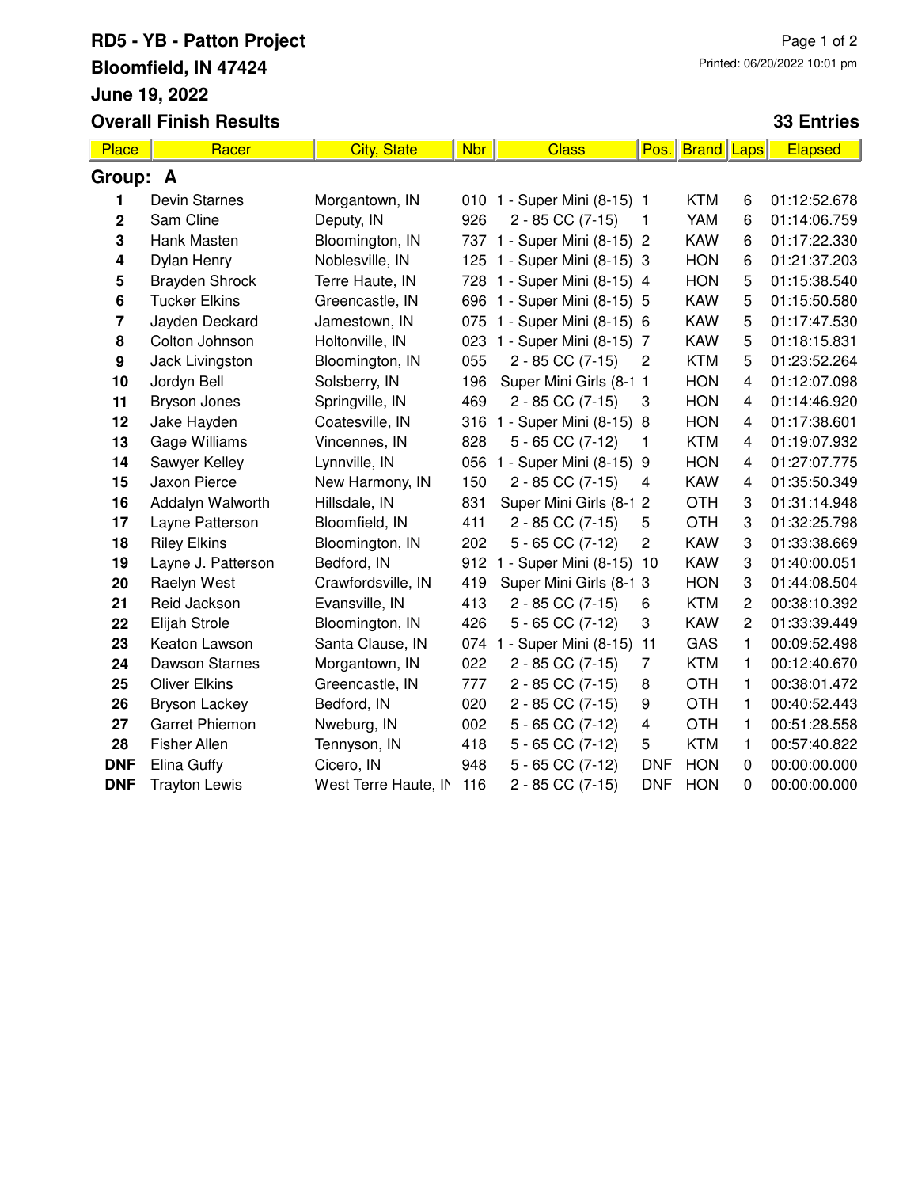# RD5 - YB - Patton Project

**Bloomfield, IN 47424**

**June 19, 2022**

**Overall Finish Results** — **33 Entries**

Printed: 06/20/2022 10:01 pm

## Group: A

| Place | Racer | City, State | Nbr | Class | Pos. | Brand | Laps | Elapsed |
|---|---|---|---|---|---|---|---|---|
| 1 | Devin Starnes | Morgantown, IN | 010 | 1 - Super Mini (8-15) | 1 | KTM | 6 | 01:12:52.678 |
| 2 | Sam Cline | Deputy, IN | 926 | 2 - 85 CC (7-15) | 1 | YAM | 6 | 01:14:06.759 |
| 3 | Hank Masten | Bloomington, IN | 737 | 1 - Super Mini (8-15) | 2 | KAW | 6 | 01:17:22.330 |
| 4 | Dylan Henry | Noblesville, IN | 125 | 1 - Super Mini (8-15) | 3 | HON | 6 | 01:21:37.203 |
| 5 | Brayden Shrock | Terre Haute, IN | 728 | 1 - Super Mini (8-15) | 4 | HON | 5 | 01:15:38.540 |
| 6 | Tucker Elkins | Greencastle, IN | 696 | 1 - Super Mini (8-15) | 5 | KAW | 5 | 01:15:50.580 |
| 7 | Jayden Deckard | Jamestown, IN | 075 | 1 - Super Mini (8-15) | 6 | KAW | 5 | 01:17:47.530 |
| 8 | Colton Johnson | Holtonville, IN | 023 | 1 - Super Mini (8-15) | 7 | KAW | 5 | 01:18:15.831 |
| 9 | Jack Livingston | Bloomington, IN | 055 | 2 - 85 CC (7-15) | 2 | KTM | 5 | 01:23:52.264 |
| 10 | Jordyn Bell | Solsberry, IN | 196 | Super Mini Girls (8-1 | 1 | HON | 4 | 01:12:07.098 |
| 11 | Bryson Jones | Springville, IN | 469 | 2 - 85 CC (7-15) | 3 | HON | 4 | 01:14:46.920 |
| 12 | Jake Hayden | Coatesville, IN | 316 | 1 - Super Mini (8-15) | 8 | HON | 4 | 01:17:38.601 |
| 13 | Gage Williams | Vincennes, IN | 828 | 5 - 65 CC (7-12) | 1 | KTM | 4 | 01:19:07.932 |
| 14 | Sawyer Kelley | Lynnville, IN | 056 | 1 - Super Mini (8-15) | 9 | HON | 4 | 01:27:07.775 |
| 15 | Jaxon Pierce | New Harmony, IN | 150 | 2 - 85 CC (7-15) | 4 | KAW | 4 | 01:35:50.349 |
| 16 | Addalyn Walworth | Hillsdale, IN | 831 | Super Mini Girls (8-1 | 2 | OTH | 3 | 01:31:14.948 |
| 17 | Layne Patterson | Bloomfield, IN | 411 | 2 - 85 CC (7-15) | 5 | OTH | 3 | 01:32:25.798 |
| 18 | Riley Elkins | Bloomington, IN | 202 | 5 - 65 CC (7-12) | 2 | KAW | 3 | 01:33:38.669 |
| 19 | Layne J. Patterson | Bedford, IN | 912 | 1 - Super Mini (8-15) | 10 | KAW | 3 | 01:40:00.051 |
| 20 | Raelyn West | Crawfordsville, IN | 419 | Super Mini Girls (8-1 | 3 | HON | 3 | 01:44:08.504 |
| 21 | Reid Jackson | Evansville, IN | 413 | 2 - 85 CC (7-15) | 6 | KTM | 2 | 00:38:10.392 |
| 22 | Elijah Strole | Bloomington, IN | 426 | 5 - 65 CC (7-12) | 3 | KAW | 2 | 01:33:39.449 |
| 23 | Keaton Lawson | Santa Clause, IN | 074 | 1 - Super Mini (8-15) | 11 | GAS | 1 | 00:09:52.498 |
| 24 | Dawson Starnes | Morgantown, IN | 022 | 2 - 85 CC (7-15) | 7 | KTM | 1 | 00:12:40.670 |
| 25 | Oliver Elkins | Greencastle, IN | 777 | 2 - 85 CC (7-15) | 8 | OTH | 1 | 00:38:01.472 |
| 26 | Bryson Lackey | Bedford, IN | 020 | 2 - 85 CC (7-15) | 9 | OTH | 1 | 00:40:52.443 |
| 27 | Garret Phiemon | Nweburg, IN | 002 | 5 - 65 CC (7-12) | 4 | OTH | 1 | 00:51:28.558 |
| 28 | Fisher Allen | Tennyson, IN | 418 | 5 - 65 CC (7-12) | 5 | KTM | 1 | 00:57:40.822 |
| DNF | Elina Guffy | Cicero, IN | 948 | 5 - 65 CC (7-12) | DNF | HON | 0 | 00:00:00.000 |
| DNF | Trayton Lewis | West Terre Haute, IN | 116 | 2 - 85 CC (7-15) | DNF | HON | 0 | 00:00:00.000 |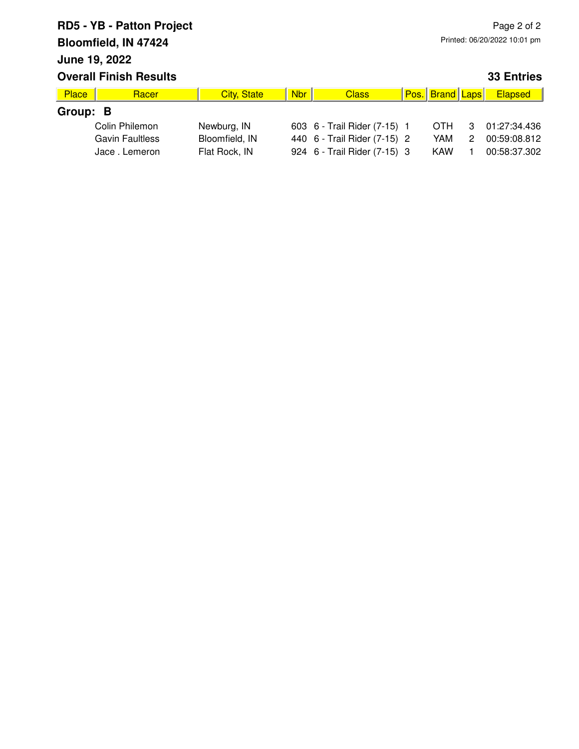# RD5 - YB - Patton Project

**Bloomfield, IN 47424**

**June 19, 2022**

**Overall Finish Results** **33 Entries**

| Place | Racer | City, State | Nbr | Class | Pos. | Brand | Laps | Elapsed |
|---|---|---|---|---|---|---|---|---|
| **Group: B** | | | | | | | | |
| | Colin Philemon | Newburg, IN | 603 | 6 - Trail Rider (7-15) | 1 | OTH | 3 | 01:27:34.436 |
| | Gavin Faultless | Bloomfield, IN | 440 | 6 - Trail Rider (7-15) | 2 | YAM | 2 | 00:59:08.812 |
| | Jace . Lemeron | Flat Rock, IN | 924 | 6 - Trail Rider (7-15) | 3 | KAW | 1 | 00:58:37.302 |